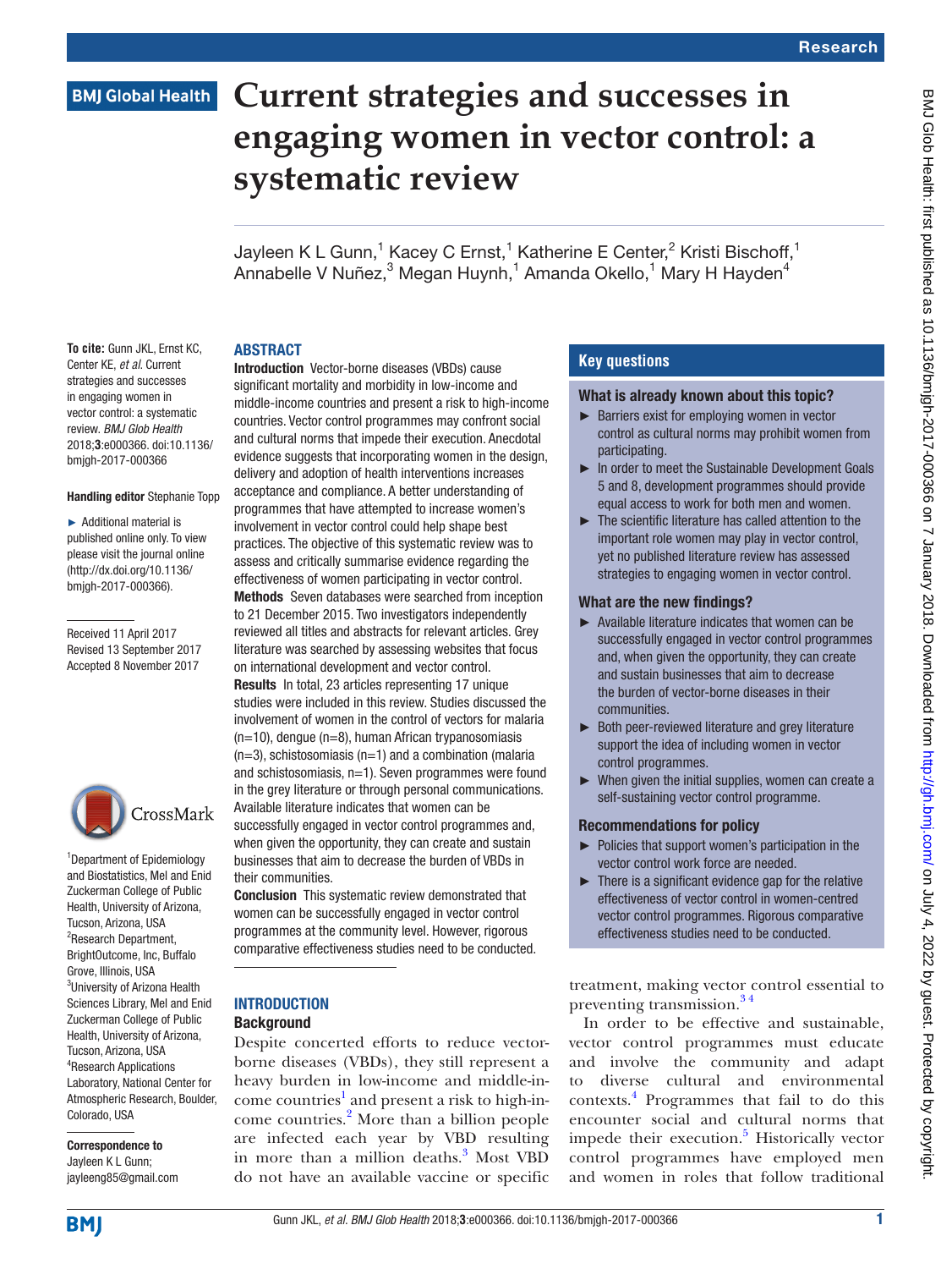# Current strategies and successes in engaging women in vector control: a systematic review

Jayleen K L Gunn,[1] Kacey C Ernst,[1] Katherine E Center,[2] Kristi Bischoff,[1] Annabelle V Nuñez,[3] Megan Huynh,[1] Amanda Okello,[1] Mary H Hayden[4]

**To cite:** Gunn JKL, Ernst KC, Center KE, *et al*. Current strategies and successes in engaging women in vector control: a systematic review. *BMJ Glob Health* 2018;**3**:e000366. doi:10.1136/bmjgh-2017-000366

**Handling editor** Stephanie Topp

► Additional material is published online only. To view please visit the journal online (http://dx.doi.org/10.1136/bmjgh-2017-000366).

Received 11 April 2017
Revised 13 September 2017
Accepted 8 November 2017

[1]Department of Epidemiology and Biostatistics, Mel and Enid Zuckerman College of Public Health, University of Arizona, Tucson, Arizona, USA
[2]Research Department, BrightOutcome, Inc, Buffalo Grove, Illinois, USA
[3]University of Arizona Health Sciences Library, Mel and Enid Zuckerman College of Public Health, University of Arizona, Tucson, Arizona, USA
[4]Research Applications Laboratory, National Center for Atmospheric Research, Boulder, Colorado, USA

**Correspondence to**
Jayleen K L Gunn;
jayleeng85@gmail.com

## ABSTRACT

**Introduction** Vector-borne diseases (VBDs) cause significant mortality and morbidity in low-income and middle-income countries and present a risk to high-income countries. Vector control programmes may confront social and cultural norms that impede their execution. Anecdotal evidence suggests that incorporating women in the design, delivery and adoption of health interventions increases acceptance and compliance. A better understanding of programmes that have attempted to increase women's involvement in vector control could help shape best practices. The objective of this systematic review was to assess and critically summarise evidence regarding the effectiveness of women participating in vector control.

**Methods** Seven databases were searched from inception to 21 December 2015. Two investigators independently reviewed all titles and abstracts for relevant articles. Grey literature was searched by assessing websites that focus on international development and vector control.

**Results** In total, 23 articles representing 17 unique studies were included in this review. Studies discussed the involvement of women in the control of vectors for malaria (n=10), dengue (n=8), human African trypanosomiasis (n=3), schistosomiasis (n=1) and a combination (malaria and schistosomiasis, n=1). Seven programmes were found in the grey literature or through personal communications. Available literature indicates that women can be successfully engaged in vector control programmes and, when given the opportunity, they can create and sustain businesses that aim to decrease the burden of VBDs in their communities.

**Conclusion** This systematic review demonstrated that women can be successfully engaged in vector control programmes at the community level. However, rigorous comparative effectiveness studies need to be conducted.

## Key questions

### What is already known about this topic?

- Barriers exist for employing women in vector control as cultural norms may prohibit women from participating.
- In order to meet the Sustainable Development Goals 5 and 8, development programmes should provide equal access to work for both men and women.
- The scientific literature has called attention to the important role women may play in vector control, yet no published literature review has assessed strategies to engaging women in vector control.

### What are the new findings?

- Available literature indicates that women can be successfully engaged in vector control programmes and, when given the opportunity, they can create and sustain businesses that aim to decrease the burden of vector-borne diseases in their communities.
- Both peer-reviewed literature and grey literature support the idea of including women in vector control programmes.
- When given the initial supplies, women can create a self-sustaining vector control programme.

### Recommendations for policy

- Policies that support women's participation in the vector control work force are needed.
- There is a significant evidence gap for the relative effectiveness of vector control in women-centred vector control programmes. Rigorous comparative effectiveness studies need to be conducted.

## INTRODUCTION

### Background

Despite concerted efforts to reduce vector-borne diseases (VBDs), they still represent a heavy burden in low-income and middle-income countries[1] and present a risk to high-income countries.[2] More than a billion people are infected each year by VBD resulting in more than a million deaths.[3] Most VBD do not have an available vaccine or specific treatment, making vector control essential to preventing transmission.[3,4]

In order to be effective and sustainable, vector control programmes must educate and involve the community and adapt to diverse cultural and environmental contexts.[4] Programmes that fail to do this encounter social and cultural norms that impede their execution.[5] Historically vector control programmes have employed men and women in roles that follow traditional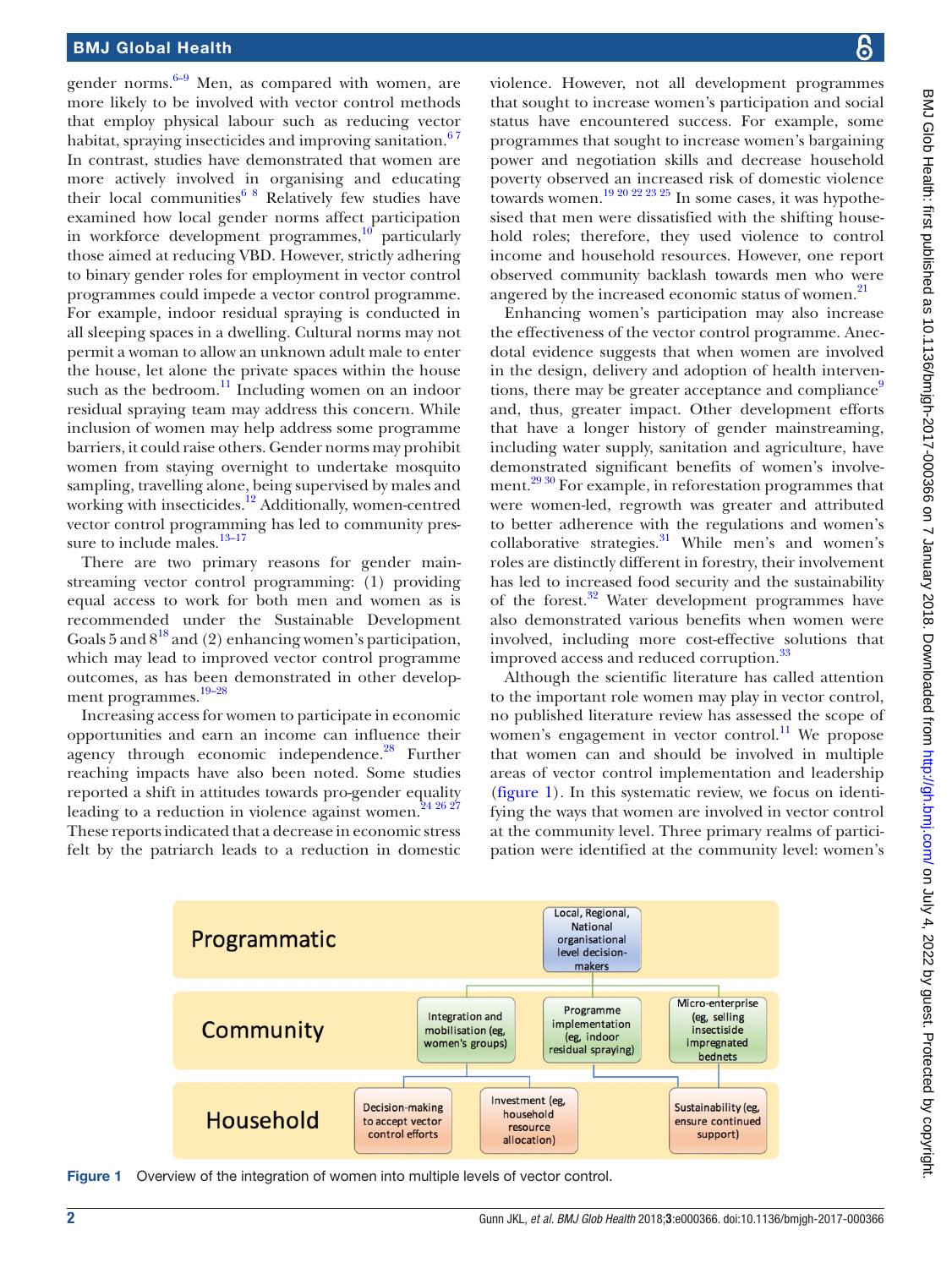gender norms.[6–9] Men, as compared with women, are more likely to be involved with vector control methods that employ physical labour such as reducing vector habitat, spraying insecticides and improving sanitation.[6 7] In contrast, studies have demonstrated that women are more actively involved in organising and educating their local communities[6 8] Relatively few studies have examined how local gender norms affect participation in workforce development programmes,[10] particularly those aimed at reducing VBD. However, strictly adhering to binary gender roles for employment in vector control programmes could impede a vector control programme. For example, indoor residual spraying is conducted in all sleeping spaces in a dwelling. Cultural norms may not permit a woman to allow an unknown adult male to enter the house, let alone the private spaces within the house such as the bedroom.[11] Including women on an indoor residual spraying team may address this concern. While inclusion of women may help address some programme barriers, it could raise others. Gender norms may prohibit women from staying overnight to undertake mosquito sampling, travelling alone, being supervised by males and working with insecticides.[12] Additionally, women-centred vector control programming has led to community pressure to include males.[13–17]

There are two primary reasons for gender mainstreaming vector control programming: (1) providing equal access to work for both men and women as is recommended under the Sustainable Development Goals 5 and 8[18] and (2) enhancing women's participation, which may lead to improved vector control programme outcomes, as has been demonstrated in other development programmes.[19–28]

Increasing access for women to participate in economic opportunities and earn an income can influence their agency through economic independence.[28] Further reaching impacts have also been noted. Some studies reported a shift in attitudes towards pro-gender equality leading to a reduction in violence against women.[24 26 27] These reports indicated that a decrease in economic stress felt by the patriarch leads to a reduction in domestic violence. However, not all development programmes that sought to increase women's participation and social status have encountered success. For example, some programmes that sought to increase women's bargaining power and negotiation skills and decrease household poverty observed an increased risk of domestic violence towards women.[19 20 22 23 25] In some cases, it was hypothesised that men were dissatisfied with the shifting household roles; therefore, they used violence to control income and household resources. However, one report observed community backlash towards men who were angered by the increased economic status of women.[21]

Enhancing women's participation may also increase the effectiveness of the vector control programme. Anecdotal evidence suggests that when women are involved in the design, delivery and adoption of health interventions, there may be greater acceptance and compliance[9] and, thus, greater impact. Other development efforts that have a longer history of gender mainstreaming, including water supply, sanitation and agriculture, have demonstrated significant benefits of women's involvement.[29 30] For example, in reforestation programmes that were women-led, regrowth was greater and attributed to better adherence with the regulations and women's collaborative strategies.[31] While men's and women's roles are distinctly different in forestry, their involvement has led to increased food security and the sustainability of the forest.[32] Water development programmes have also demonstrated various benefits when women were involved, including more cost-effective solutions that improved access and reduced corruption.[33]

Although the scientific literature has called attention to the important role women may play in vector control, no published literature review has assessed the scope of women's engagement in vector control.[11] We propose that women can and should be involved in multiple areas of vector control implementation and leadership (figure 1). In this systematic review, we focus on identifying the ways that women are involved in vector control at the community level. Three primary realms of participation were identified at the community level: women's

Figure 1 Overview of the integration of women into multiple levels of vector control.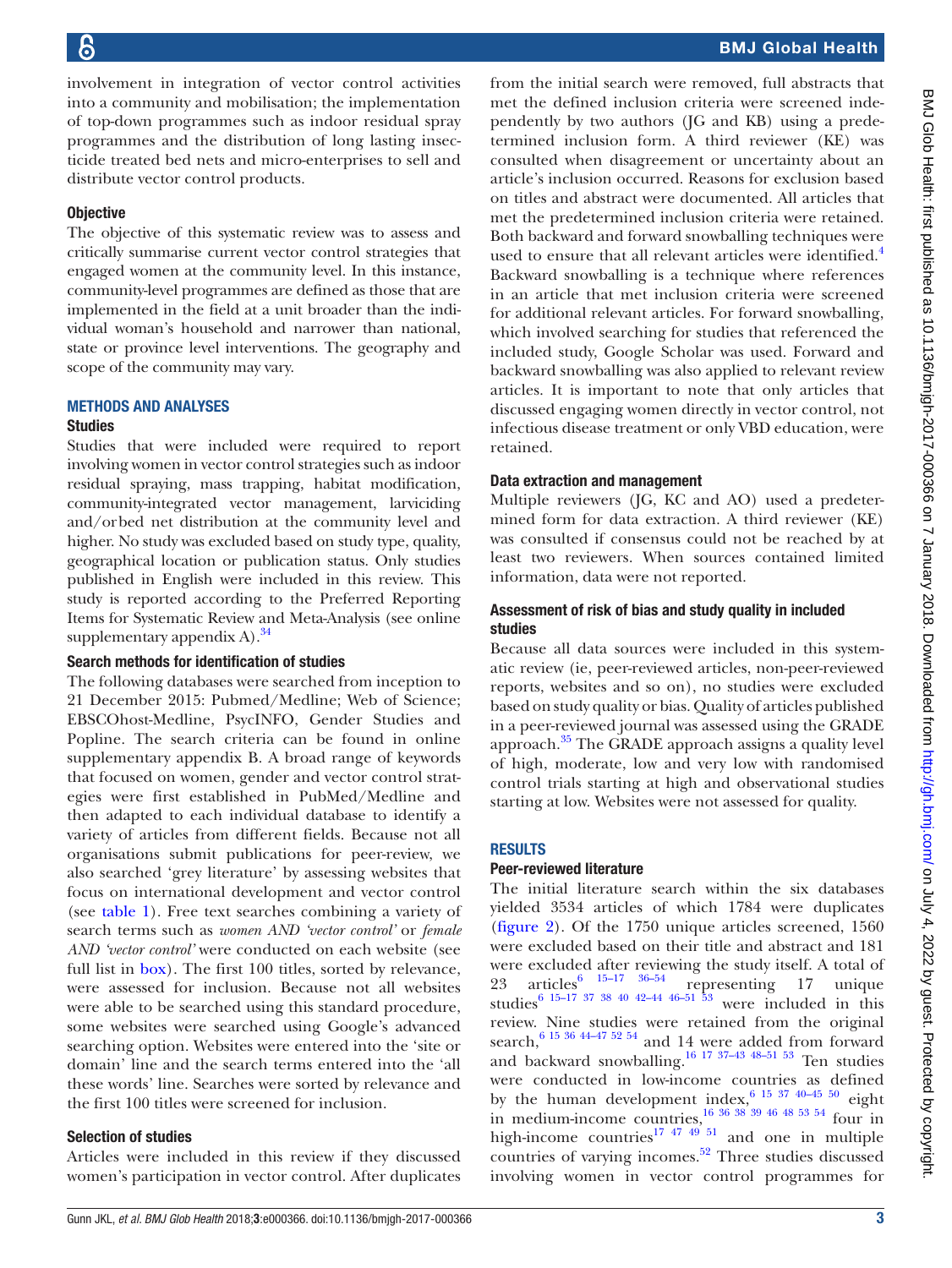involvement in integration of vector control activities into a community and mobilisation; the implementation of top-down programmes such as indoor residual spray programmes and the distribution of long lasting insecticide treated bed nets and micro-enterprises to sell and distribute vector control products.

### Objective

The objective of this systematic review was to assess and critically summarise current vector control strategies that engaged women at the community level. In this instance, community-level programmes are defined as those that are implemented in the field at a unit broader than the individual woman's household and narrower than national, state or province level interventions. The geography and scope of the community may vary.

## METHODS AND ANALYSES

### Studies

Studies that were included were required to report involving women in vector control strategies such as indoor residual spraying, mass trapping, habitat modification, community-integrated vector management, larviciding and/orbed net distribution at the community level and higher. No study was excluded based on study type, quality, geographical location or publication status. Only studies published in English were included in this review. This study is reported according to the Preferred Reporting Items for Systematic Review and Meta-Analysis (see online supplementary appendix A).[34]

### Search methods for identification of studies

The following databases were searched from inception to 21 December 2015: Pubmed/Medline; Web of Science; EBSCOhost-Medline, PsycINFO, Gender Studies and Popline. The search criteria can be found in online supplementary appendix B. A broad range of keywords that focused on women, gender and vector control strategies were first established in PubMed/Medline and then adapted to each individual database to identify a variety of articles from different fields. Because not all organisations submit publications for peer-review, we also searched 'grey literature' by assessing websites that focus on international development and vector control (see table 1). Free text searches combining a variety of search terms such as *women AND 'vector control'* or *female AND 'vector control'* were conducted on each website (see full list in box). The first 100 titles, sorted by relevance, were assessed for inclusion. Because not all websites were able to be searched using this standard procedure, some websites were searched using Google's advanced searching option. Websites were entered into the 'site or domain' line and the search terms entered into the 'all these words' line. Searches were sorted by relevance and the first 100 titles were screened for inclusion.

### Selection of studies

Articles were included in this review if they discussed women's participation in vector control. After duplicates from the initial search were removed, full abstracts that met the defined inclusion criteria were screened independently by two authors (JG and KB) using a predetermined inclusion form. A third reviewer (KE) was consulted when disagreement or uncertainty about an article's inclusion occurred. Reasons for exclusion based on titles and abstract were documented. All articles that met the predetermined inclusion criteria were retained. Both backward and forward snowballing techniques were used to ensure that all relevant articles were identified.[4] Backward snowballing is a technique where references in an article that met inclusion criteria were screened for additional relevant articles. For forward snowballing, which involved searching for studies that referenced the included study, Google Scholar was used. Forward and backward snowballing was also applied to relevant review articles. It is important to note that only articles that discussed engaging women directly in vector control, not infectious disease treatment or only VBD education, were retained.

### Data extraction and management

Multiple reviewers (JG, KC and AO) used a predetermined form for data extraction. A third reviewer (KE) was consulted if consensus could not be reached by at least two reviewers. When sources contained limited information, data were not reported.

### Assessment of risk of bias and study quality in included studies

Because all data sources were included in this systematic review (ie, peer-reviewed articles, non-peer-reviewed reports, websites and so on), no studies were excluded based on study quality or bias. Quality of articles published in a peer-reviewed journal was assessed using the GRADE approach.[35] The GRADE approach assigns a quality level of high, moderate, low and very low with randomised control trials starting at high and observational studies starting at low. Websites were not assessed for quality.

## RESULTS

### Peer-reviewed literature

The initial literature search within the six databases yielded 3534 articles of which 1784 were duplicates (figure 2). Of the 1750 unique articles screened, 1560 were excluded based on their title and abstract and 181 were excluded after reviewing the study itself. A total of 23 articles[6 15–17 36–54] representing 17 unique studies[6 15–17 37 38 40 42–44 46–51 53] were included in this review. Nine studies were retained from the original search,[6 15 36 44–47 52 54] and 14 were added from forward and backward snowballing.[16 17 37–43 48–51 53] Ten studies were conducted in low-income countries as defined by the human development index,[6 15 37 40–45 50] eight in medium-income countries,[16 36 38 39 46 48 53 54] four in high-income countries[17 47 49 51] and one in multiple countries of varying incomes.[52] Three studies discussed involving women in vector control programmes for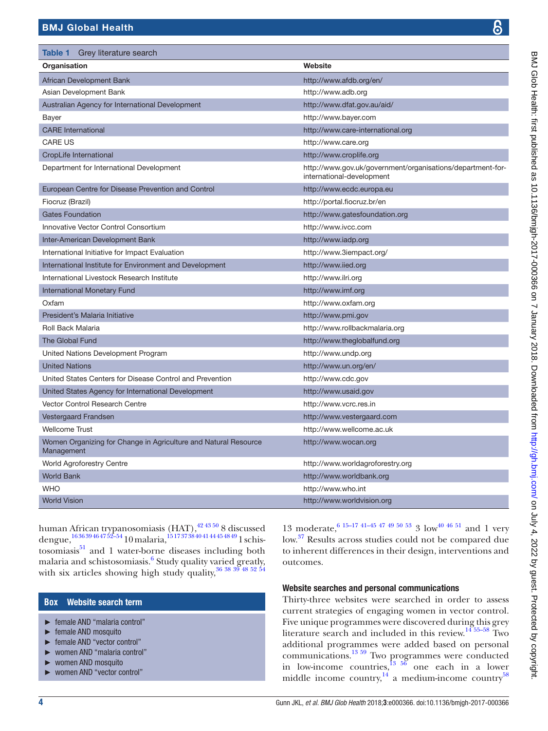**Table 1** Grey literature search

| Organisation | Website |
|---|---|
| African Development Bank | http://www.afdb.org/en/ |
| Asian Development Bank | http://www.adb.org |
| Australian Agency for International Development | http://www.dfat.gov.au/aid/ |
| Bayer | http://www.bayer.com |
| CARE International | http://www.care-international.org |
| CARE US | http://www.care.org |
| CropLife International | http://www.croplife.org |
| Department for International Development | http://www.gov.uk/government/organisations/department-for-international-development |
| European Centre for Disease Prevention and Control | http://www.ecdc.europa.eu |
| Fiocruz (Brazil) | http://portal.fiocruz.br/en |
| Gates Foundation | http://www.gatesfoundation.org |
| Innovative Vector Control Consortium | http://www.ivcc.com |
| Inter-American Development Bank | http://www.iadp.org |
| International Initiative for Impact Evaluation | http://www.3iempact.org/ |
| International Institute for Environment and Development | http://www.iied.org |
| International Livestock Research Institute | http://www.ilri.org |
| International Monetary Fund | http://www.imf.org |
| Oxfam | http://www.oxfam.org |
| President's Malaria Initiative | http://www.pmi.gov |
| Roll Back Malaria | http://www.rollbackmalaria.org |
| The Global Fund | http://www.theglobalfund.org |
| United Nations Development Program | http://www.undp.org |
| United Nations | http://www.un.org/en/ |
| United States Centers for Disease Control and Prevention | http://www.cdc.gov |
| United States Agency for International Development | http://www.usaid.gov |
| Vector Control Research Centre | http://www.vcrc.res.in |
| Vestergaard Frandsen | http://www.vestergaard.com |
| Wellcome Trust | http://www.wellcome.ac.uk |
| Women Organizing for Change in Agriculture and Natural Resource Management | http://www.wocan.org |
| World Agroforestry Centre | http://www.worldagroforestry.org |
| World Bank | http://www.worldbank.org |
| WHO | http://www.who.int |
| World Vision | http://www.worldvision.org |

human African trypanosomiasis (HAT),[42 43 50] 8 discussed dengue,[16 36 39 46 47 52–54] 10 malaria,[15 17 37 38 40 41 44 45 48 49] 1 schistosomiasis[51] and 1 water-borne diseases including both malaria and schistosomiasis.[6] Study quality varied greatly, with six articles showing high study quality,[36 38 39 48 52 54] 13 moderate,[6 15–17 41–45 47 49 50 53] 3 low[40 46 51] and 1 very low.[37] Results across studies could not be compared due to inherent differences in their design, interventions and outcomes.

**Box** Website search term

- female AND "malaria control"
- female AND mosquito
- female AND "vector control"
- women AND "malaria control"
- women AND mosquito
- women AND "vector control"

### Website searches and personal communications

Thirty-three websites were searched in order to assess current strategies of engaging women in vector control. Five unique programmes were discovered during this grey literature search and included in this review.[14 55–58] Two additional programmes were added based on personal communications.[13 59] Two programmes were conducted in low-income countries,[13 56] one each in a lower middle income country,[14] a medium-income country[58]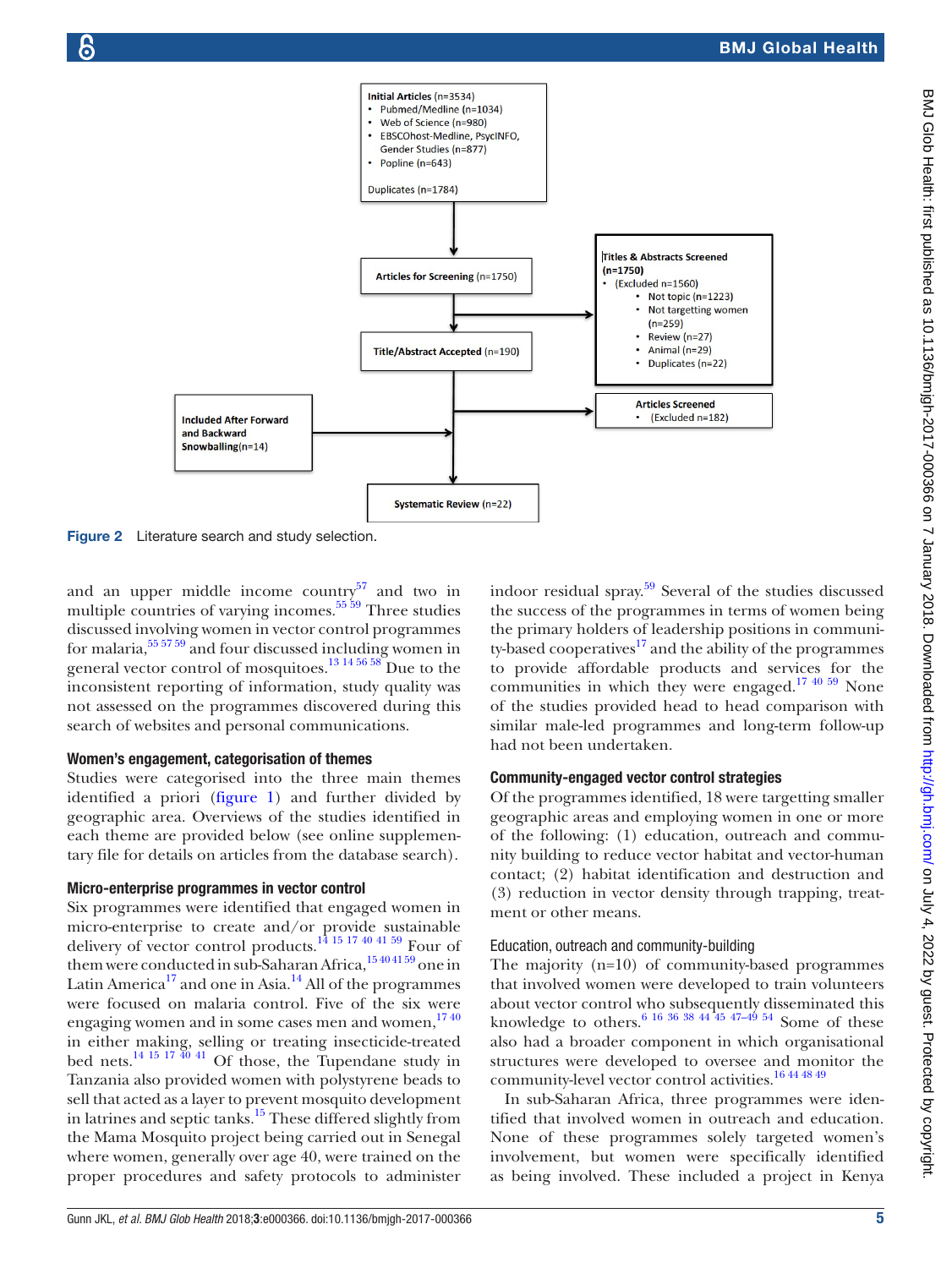Initial Articles (n=3534)
- Pubmed/Medline (n=1034)
- Web of Science (n=980)
- EBSCOhost-Medline, PsycINFO, Gender Studies (n=877)
- Popline (n=643)

Duplicates (n=1784)

Articles for Screening (n=1750)

Titles & Abstracts Screened (n=1750)
- (Excluded n=1560)
  - Not topic (n=1223)
  - Not targetting women (n=259)
  - Review (n=27)
  - Animal (n=29)
  - Duplicates (n=22)

Title/Abstract Accepted (n=190)

Articles Screened
- (Excluded n=182)

Included After Forward and Backward Snowballing(n=14)

Systematic Review (n=22)

**Figure 2** Literature search and study selection.

and an upper middle income country[57] and two in multiple countries of varying incomes.[55 59] Three studies discussed involving women in vector control programmes for malaria,[55 57 59] and four discussed including women in general vector control of mosquitoes.[13 14 56 58] Due to the inconsistent reporting of information, study quality was not assessed on the programmes discovered during this search of websites and personal communications.

### Women's engagement, categorisation of themes

Studies were categorised into the three main themes identified a priori (figure 1) and further divided by geographic area. Overviews of the studies identified in each theme are provided below (see online supplementary file for details on articles from the database search).

### Micro-enterprise programmes in vector control

Six programmes were identified that engaged women in micro-enterprise to create and/or provide sustainable delivery of vector control products.[14 15 17 40 41 59] Four of them were conducted in sub-Saharan Africa,[15 40 41 59] one in Latin America[17] and one in Asia.[14] All of the programmes were focused on malaria control. Five of the six were engaging women and in some cases men and women,[17 40] in either making, selling or treating insecticide-treated bed nets.[14 15 17 40 41] Of those, the Tupendane study in Tanzania also provided women with polystyrene beads to sell that acted as a layer to prevent mosquito development in latrines and septic tanks.[15] These differed slightly from the Mama Mosquito project being carried out in Senegal where women, generally over age 40, were trained on the proper procedures and safety protocols to administer indoor residual spray.[59] Several of the studies discussed the success of the programmes in terms of women being the primary holders of leadership positions in community-based cooperatives[17] and the ability of the programmes to provide affordable products and services for the communities in which they were engaged.[17 40 59] None of the studies provided head to head comparison with similar male-led programmes and long-term follow-up had not been undertaken.

### Community-engaged vector control strategies

Of the programmes identified, 18 were targetting smaller geographic areas and employing women in one or more of the following: (1) education, outreach and community building to reduce vector habitat and vector-human contact; (2) habitat identification and destruction and (3) reduction in vector density through trapping, treatment or other means.

#### Education, outreach and community-building

The majority (n=10) of community-based programmes that involved women were developed to train volunteers about vector control who subsequently disseminated this knowledge to others.[6 16 36 38 44 45 47–49 54] Some of these also had a broader component in which organisational structures were developed to oversee and monitor the community-level vector control activities.[16 44 48 49]

In sub-Saharan Africa, three programmes were identified that involved women in outreach and education. None of these programmes solely targeted women's involvement, but women were specifically identified as being involved. These included a project in Kenya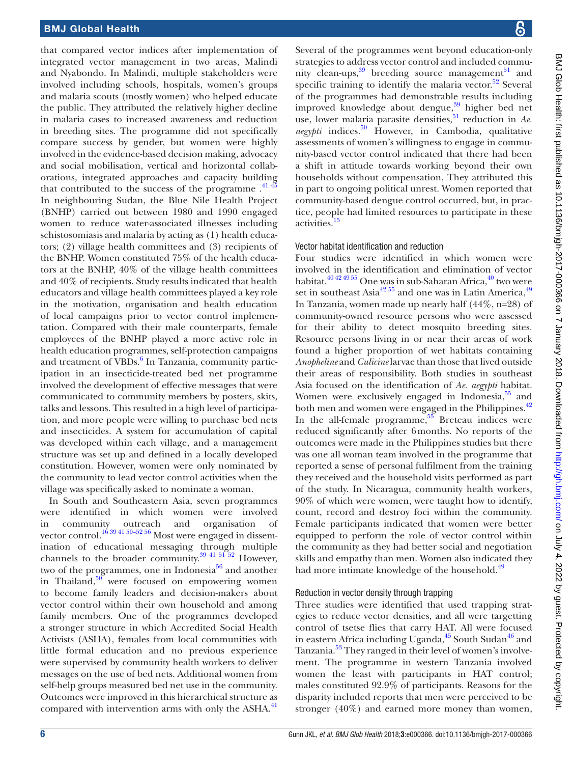that compared vector indices after implementation of integrated vector management in two areas, Malindi and Nyabondo. In Malindi, multiple stakeholders were involved including schools, hospitals, women's groups and malaria scouts (mostly women) who helped educate the public. They attributed the relatively higher decline in malaria cases to increased awareness and reduction in breeding sites. The programme did not specifically compare success by gender, but women were highly involved in the evidence-based decision making, advocacy and social mobilisation, vertical and horizontal collaborations, integrated approaches and capacity building that contributed to the success of the programme .[41 45] In neighbouring Sudan, the Blue Nile Health Project (BNHP) carried out between 1980 and 1990 engaged women to reduce water-associated illnesses including schistosomiasis and malaria by acting as (1) health educators; (2) village health committees and (3) recipients of the BNHP. Women constituted 75% of the health educators at the BNHP, 40% of the village health committees and 40% of recipients. Study results indicated that health educators and village health committees played a key role in the motivation, organisation and health education of local campaigns prior to vector control implementation. Compared with their male counterparts, female employees of the BNHP played a more active role in health education programmes, self-protection campaigns and treatment of VBDs.[6] In Tanzania, community participation in an insecticide-treated bed net programme involved the development of effective messages that were communicated to community members by posters, skits, talks and lessons. This resulted in a high level of participation, and more people were willing to purchase bed nets and insecticides. A system for accumulation of capital was developed within each village, and a management structure was set up and defined in a locally developed constitution. However, women were only nominated by the community to lead vector control activities when the village was specifically asked to nominate a woman.

In South and Southeastern Asia, seven programmes were identified in which women were involved in community outreach and organisation of vector control.[16 39 41 50–52 56] Most were engaged in dissemination of educational messaging through multiple channels to the broader community.[39 41 51 52] However, two of the programmes, one in Indonesia[56] and another in Thailand,[50] were focused on empowering women to become family leaders and decision-makers about vector control within their own household and among family members. One of the programmes developed a stronger structure in which Accredited Social Health Activists (ASHA), females from local communities with little formal education and no previous experience were supervised by community health workers to deliver messages on the use of bed nets. Additional women from self-help groups measured bed net use in the community. Outcomes were improved in this hierarchical structure as compared with intervention arms with only the ASHA.[41]

Several of the programmes went beyond education-only strategies to address vector control and included community clean-ups,[39] breeding source management[51] and specific training to identify the malaria vector.[52] Several of the programmes had demonstrable results including improved knowledge about dengue,[39] higher bed net use, lower malaria parasite densities,[51] reduction in *Ae. aegypti* indices.[50] However, in Cambodia, qualitative assessments of women's willingness to engage in community-based vector control indicated that there had been a shift in attitude towards working beyond their own households without compensation. They attributed this in part to ongoing political unrest. Women reported that community-based dengue control occurred, but, in practice, people had limited resources to participate in these activities.[15]

### Vector habitat identification and reduction

Four studies were identified in which women were involved in the identification and elimination of vector habitat.[40 42 49 55] One was in sub-Saharan Africa,[40] two were set in southeast Asia[42 55] and one was in Latin America,[49] In Tanzania, women made up nearly half (44%, n=28) of community-owned resource persons who were assessed for their ability to detect mosquito breeding sites. Resource persons living in or near their areas of work found a higher proportion of wet habitats containing *Anopheline* and *Culicine* larvae than those that lived outside their areas of responsibility. Both studies in southeast Asia focused on the identification of *Ae. aegypti* habitat. Women were exclusively engaged in Indonesia,[55] and both men and women were engaged in the Philippines.[42] In the all-female programme,[55] Breteau indices were reduced significantly after 6 months. No reports of the outcomes were made in the Philippines studies but there was one all woman team involved in the programme that reported a sense of personal fulfilment from the training they received and the household visits performed as part of the study. In Nicaragua, community health workers, 90% of which were women, were taught how to identify, count, record and destroy foci within the community. Female participants indicated that women were better equipped to perform the role of vector control within the community as they had better social and negotiation skills and empathy than men. Women also indicated they had more intimate knowledge of the household.[49]

### Reduction in vector density through trapping

Three studies were identified that used trapping strategies to reduce vector densities, and all were targetting control of tsetse flies that carry HAT. All were focused in eastern Africa including Uganda,[45] South Sudan[46] and Tanzania.[53] They ranged in their level of women's involvement. The programme in western Tanzania involved women the least with participants in HAT control; males constituted 92.9% of participants. Reasons for the disparity included reports that men were perceived to be stronger (40%) and earned more money than women,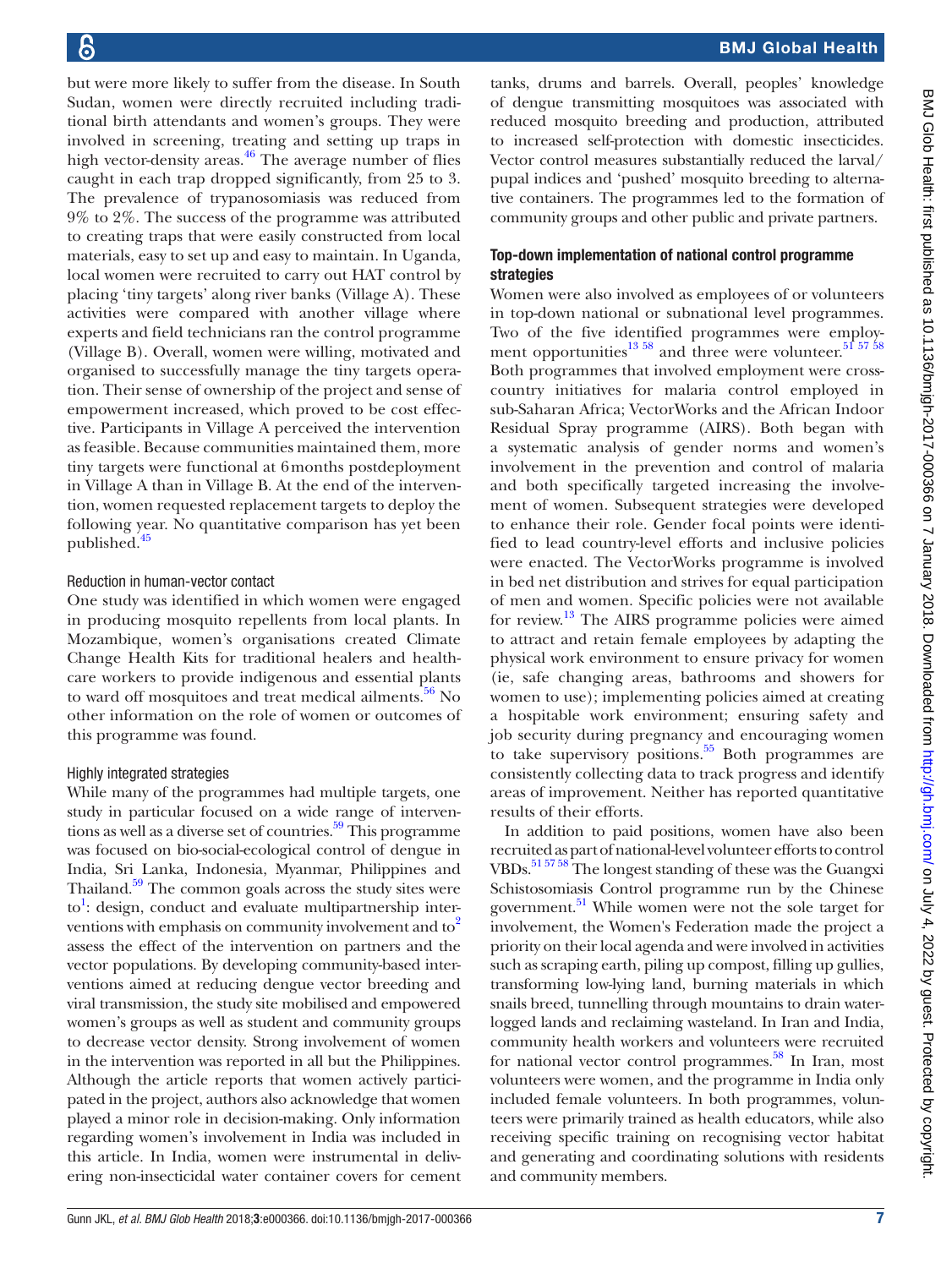but were more likely to suffer from the disease. In South Sudan, women were directly recruited including traditional birth attendants and women's groups. They were involved in screening, treating and setting up traps in high vector-density areas.[46] The average number of flies caught in each trap dropped significantly, from 25 to 3. The prevalence of trypanosomiasis was reduced from 9% to 2%. The success of the programme was attributed to creating traps that were easily constructed from local materials, easy to set up and easy to maintain. In Uganda, local women were recruited to carry out HAT control by placing 'tiny targets' along river banks (Village A). These activities were compared with another village where experts and field technicians ran the control programme (Village B). Overall, women were willing, motivated and organised to successfully manage the tiny targets operation. Their sense of ownership of the project and sense of empowerment increased, which proved to be cost effective. Participants in Village A perceived the intervention as feasible. Because communities maintained them, more tiny targets were functional at 6 months postdeployment in Village A than in Village B. At the end of the intervention, women requested replacement targets to deploy the following year. No quantitative comparison has yet been published.[45]

### Reduction in human-vector contact

One study was identified in which women were engaged in producing mosquito repellents from local plants. In Mozambique, women's organisations created Climate Change Health Kits for traditional healers and healthcare workers to provide indigenous and essential plants to ward off mosquitoes and treat medical ailments.[56] No other information on the role of women or outcomes of this programme was found.

### Highly integrated strategies

While many of the programmes had multiple targets, one study in particular focused on a wide range of interventions as well as a diverse set of countries.[59] This programme was focused on bio-social-ecological control of dengue in India, Sri Lanka, Indonesia, Myanmar, Philippines and Thailand.[59] The common goals across the study sites were to[1]: design, conduct and evaluate multipartnership interventions with emphasis on community involvement and to[2] assess the effect of the intervention on partners and the vector populations. By developing community-based interventions aimed at reducing dengue vector breeding and viral transmission, the study site mobilised and empowered women's groups as well as student and community groups to decrease vector density. Strong involvement of women in the intervention was reported in all but the Philippines. Although the article reports that women actively participated in the project, authors also acknowledge that women played a minor role in decision-making. Only information regarding women's involvement in India was included in this article. In India, women were instrumental in delivering non-insecticidal water container covers for cement tanks, drums and barrels. Overall, peoples' knowledge of dengue transmitting mosquitoes was associated with reduced mosquito breeding and production, attributed to increased self-protection with domestic insecticides. Vector control measures substantially reduced the larval/pupal indices and 'pushed' mosquito breeding to alternative containers. The programmes led to the formation of community groups and other public and private partners.

## Top-down implementation of national control programme strategies

Women were also involved as employees of or volunteers in top-down national or subnational level programmes. Two of the five identified programmes were employment opportunities[13,58] and three were volunteer.[51,57,58] Both programmes that involved employment were cross-country initiatives for malaria control employed in sub-Saharan Africa; VectorWorks and the African Indoor Residual Spray programme (AIRS). Both began with a systematic analysis of gender norms and women's involvement in the prevention and control of malaria and both specifically targeted increasing the involvement of women. Subsequent strategies were developed to enhance their role. Gender focal points were identified to lead country-level efforts and inclusive policies were enacted. The VectorWorks programme is involved in bed net distribution and strives for equal participation of men and women. Specific policies were not available for review.[13] The AIRS programme policies were aimed to attract and retain female employees by adapting the physical work environment to ensure privacy for women (ie, safe changing areas, bathrooms and showers for women to use); implementing policies aimed at creating a hospitable work environment; ensuring safety and job security during pregnancy and encouraging women to take supervisory positions.[55] Both programmes are consistently collecting data to track progress and identify areas of improvement. Neither has reported quantitative results of their efforts.

In addition to paid positions, women have also been recruited as part of national-level volunteer efforts to control VBDs.[51,57,58] The longest standing of these was the Guangxi Schistosomiasis Control programme run by the Chinese government.[51] While women were not the sole target for involvement, the Women's Federation made the project a priority on their local agenda and were involved in activities such as scraping earth, piling up compost, filling up gullies, transforming low-lying land, burning materials in which snails breed, tunnelling through mountains to drain waterlogged lands and reclaiming wasteland. In Iran and India, community health workers and volunteers were recruited for national vector control programmes.[58] In Iran, most volunteers were women, and the programme in India only included female volunteers. In both programmes, volunteers were primarily trained as health educators, while also receiving specific training on recognising vector habitat and generating and coordinating solutions with residents and community members.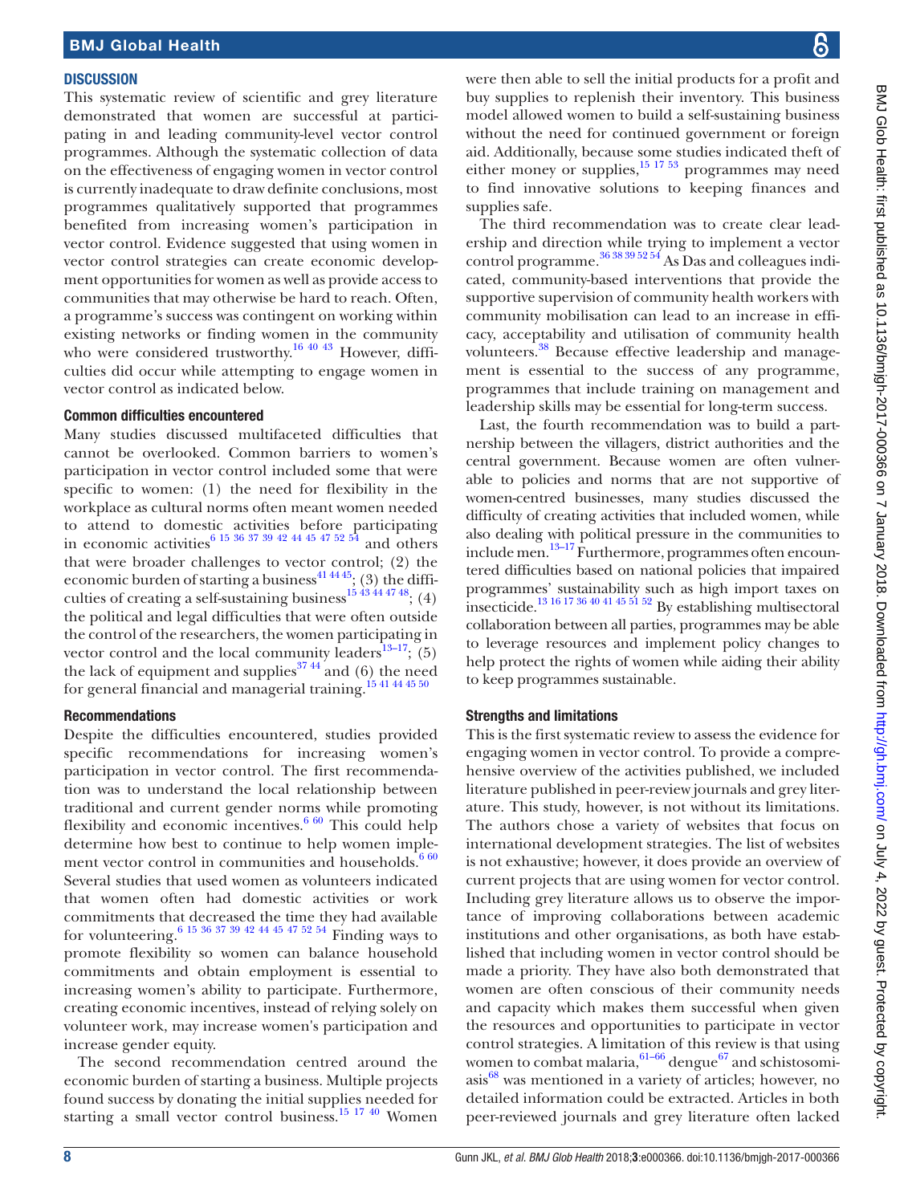## DISCUSSION

This systematic review of scientific and grey literature demonstrated that women are successful at participating in and leading community-level vector control programmes. Although the systematic collection of data on the effectiveness of engaging women in vector control is currently inadequate to draw definite conclusions, most programmes qualitatively supported that programmes benefited from increasing women's participation in vector control. Evidence suggested that using women in vector control strategies can create economic development opportunities for women as well as provide access to communities that may otherwise be hard to reach. Often, a programme's success was contingent on working within existing networks or finding women in the community who were considered trustworthy.[16 40 43] However, difficulties did occur while attempting to engage women in vector control as indicated below.

### Common difficulties encountered

Many studies discussed multifaceted difficulties that cannot be overlooked. Common barriers to women's participation in vector control included some that were specific to women: (1) the need for flexibility in the workplace as cultural norms often meant women needed to attend to domestic activities before participating in economic activities[6 15 36 37 39 42 44 45 47 52 54] and others that were broader challenges to vector control; (2) the economic burden of starting a business[41 44 45]; (3) the difficulties of creating a self-sustaining business[15 43 44 47 48]; (4) the political and legal difficulties that were often outside the control of the researchers, the women participating in vector control and the local community leaders[13–17]; (5) the lack of equipment and supplies[37 44] and (6) the need for general financial and managerial training.[15 41 44 45 50]

### Recommendations

Despite the difficulties encountered, studies provided specific recommendations for increasing women's participation in vector control. The first recommendation was to understand the local relationship between traditional and current gender norms while promoting flexibility and economic incentives.[6 60] This could help determine how best to continue to help women implement vector control in communities and households.[6 60] Several studies that used women as volunteers indicated that women often had domestic activities or work commitments that decreased the time they had available for volunteering.[6 15 36 37 39 42 44 45 47 52 54] Finding ways to promote flexibility so women can balance household commitments and obtain employment is essential to increasing women's ability to participate. Furthermore, creating economic incentives, instead of relying solely on volunteer work, may increase women's participation and increase gender equity.

The second recommendation centred around the economic burden of starting a business. Multiple projects found success by donating the initial supplies needed for starting a small vector control business.[15 17 40] Women were then able to sell the initial products for a profit and buy supplies to replenish their inventory. This business model allowed women to build a self-sustaining business without the need for continued government or foreign aid. Additionally, because some studies indicated theft of either money or supplies,[15 17 53] programmes may need to find innovative solutions to keeping finances and supplies safe.

The third recommendation was to create clear leadership and direction while trying to implement a vector control programme.[36 38 39 52 54] As Das and colleagues indicated, community-based interventions that provide the supportive supervision of community health workers with community mobilisation can lead to an increase in efficacy, acceptability and utilisation of community health volunteers.[38] Because effective leadership and management is essential to the success of any programme, programmes that include training on management and leadership skills may be essential for long-term success.

Last, the fourth recommendation was to build a partnership between the villagers, district authorities and the central government. Because women are often vulnerable to policies and norms that are not supportive of women-centred businesses, many studies discussed the difficulty of creating activities that included women, while also dealing with political pressure in the communities to include men.[13–17] Furthermore, programmes often encountered difficulties based on national policies that impaired programmes' sustainability such as high import taxes on insecticide.[13 16 17 36 40 41 45 51 52] By establishing multisectoral collaboration between all parties, programmes may be able to leverage resources and implement policy changes to help protect the rights of women while aiding their ability to keep programmes sustainable.

### Strengths and limitations

This is the first systematic review to assess the evidence for engaging women in vector control. To provide a comprehensive overview of the activities published, we included literature published in peer-review journals and grey literature. This study, however, is not without its limitations. The authors chose a variety of websites that focus on international development strategies. The list of websites is not exhaustive; however, it does provide an overview of current projects that are using women for vector control. Including grey literature allows us to observe the importance of improving collaborations between academic institutions and other organisations, as both have established that including women in vector control should be made a priority. They have also both demonstrated that women are often conscious of their community needs and capacity which makes them successful when given the resources and opportunities to participate in vector control strategies. A limitation of this review is that using women to combat malaria,[61–66] dengue[67] and schistosomiasis[68] was mentioned in a variety of articles; however, no detailed information could be extracted. Articles in both peer-reviewed journals and grey literature often lacked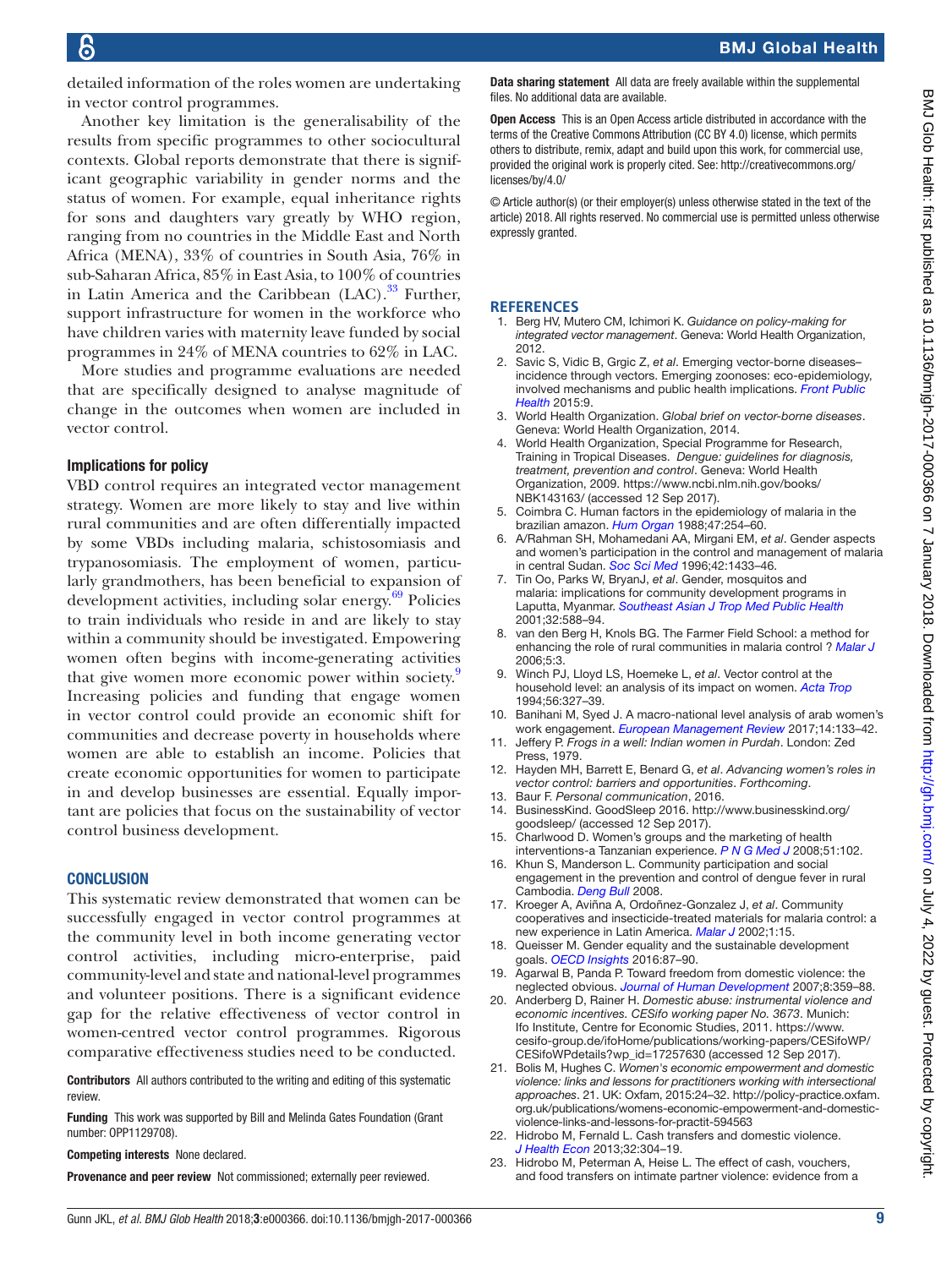detailed information of the roles women are undertaking in vector control programmes.

Another key limitation is the generalisability of the results from specific programmes to other sociocultural contexts. Global reports demonstrate that there is significant geographic variability in gender norms and the status of women. For example, equal inheritance rights for sons and daughters vary greatly by WHO region, ranging from no countries in the Middle East and North Africa (MENA), 33% of countries in South Asia, 76% in sub-Saharan Africa, 85% in East Asia, to 100% of countries in Latin America and the Caribbean (LAC).[33] Further, support infrastructure for women in the workforce who have children varies with maternity leave funded by social programmes in 24% of MENA countries to 62% in LAC.

More studies and programme evaluations are needed that are specifically designed to analyse magnitude of change in the outcomes when women are included in vector control.

### Implications for policy

VBD control requires an integrated vector management strategy. Women are more likely to stay and live within rural communities and are often differentially impacted by some VBDs including malaria, schistosomiasis and trypanosomiasis. The employment of women, particularly grandmothers, has been beneficial to expansion of development activities, including solar energy.[69] Policies to train individuals who reside in and are likely to stay within a community should be investigated. Empowering women often begins with income-generating activities that give women more economic power within society.[9] Increasing policies and funding that engage women in vector control could provide an economic shift for communities and decrease poverty in households where women are able to establish an income. Policies that create economic opportunities for women to participate in and develop businesses are essential. Equally important are policies that focus on the sustainability of vector control business development.

## CONCLUSION

This systematic review demonstrated that women can be successfully engaged in vector control programmes at the community level in both income generating vector control activities, including micro-enterprise, paid community-level and state and national-level programmes and volunteer positions. There is a significant evidence gap for the relative effectiveness of vector control in women-centred vector control programmes. Rigorous comparative effectiveness studies need to be conducted.

**Contributors** All authors contributed to the writing and editing of this systematic review.

**Funding** This work was supported by Bill and Melinda Gates Foundation (Grant number: OPP1129708).

**Competing interests** None declared.

**Provenance and peer review** Not commissioned; externally peer reviewed.

**Data sharing statement** All data are freely available within the supplemental files. No additional data are available.

**Open Access** This is an Open Access article distributed in accordance with the terms of the Creative Commons Attribution (CC BY 4.0) license, which permits others to distribute, remix, adapt and build upon this work, for commercial use, provided the original work is properly cited. See: http://creativecommons.org/licenses/by/4.0/

© Article author(s) (or their employer(s) unless otherwise stated in the text of the article) 2018. All rights reserved. No commercial use is permitted unless otherwise expressly granted.

## REFERENCES

1. Berg HV, Mutero CM, Ichimori K. *Guidance on policy-making for integrated vector management*. Geneva: World Health Organization, 2012.
2. Savic S, Vidic B, Grgic Z, *et al*. Emerging vector-borne diseases– incidence through vectors. Emerging zoonoses: eco-epidemiology, involved mechanisms and public health implications. *Front Public Health* 2015:9.
3. World Health Organization. *Global brief on vector-borne diseases*. Geneva: World Health Organization, 2014.
4. World Health Organization, Special Programme for Research, Training in Tropical Diseases. *Dengue: guidelines for diagnosis, treatment, prevention and control*. Geneva: World Health Organization, 2009. https://www.ncbi.nlm.nih.gov/books/NBK143163/ (accessed 12 Sep 2017).
5. Coimbra C. Human factors in the epidemiology of malaria in the brazilian amazon. *Hum Organ* 1988;47:254–60.
6. A/Rahman SH, Mohamedani AA, Mirgani EM, *et al*. Gender aspects and women's participation in the control and management of malaria in central Sudan. *Soc Sci Med* 1996;42:1433–46.
7. Tin Oo, Parks W, BryanJ, *et al*. Gender, mosquitos and malaria: implications for community development programs in Laputta, Myanmar. *Southeast Asian J Trop Med Public Health* 2001;32:588–94.
8. van den Berg H, Knols BG. The Farmer Field School: a method for enhancing the role of rural communities in malaria control ? *Malar J* 2006;5:3.
9. Winch PJ, Lloyd LS, Hoemeke L, *et al*. Vector control at the household level: an analysis of its impact on women. *Acta Trop* 1994;56:327–39.
10. Banihani M, Syed J. A macro-national level analysis of arab women's work engagement. *European Management Review* 2017;14:133–42.
11. Jeffery P. *Frogs in a well: Indian women in Purdah*. London: Zed Press, 1979.
12. Hayden MH, Barrett E, Benard G, *et al*. *Advancing women's roles in vector control: barriers and opportunities*. *Forthcoming*.
13. Baur F. *Personal communication*, 2016.
14. BusinessKind. GoodSleep 2016. http://www.businesskind.org/goodsleep/ (accessed 12 Sep 2017).
15. Charlwood D. Women's groups and the marketing of health interventions-a Tanzanian experience. *P N G Med J* 2008;51:102.
16. Khun S, Manderson L. Community participation and social engagement in the prevention and control of dengue fever in rural Cambodia. *Deng Bull* 2008.
17. Kroeger A, Aviñna A, Ordoñez-Gonzalez J, *et al*. Community cooperatives and insecticide-treated materials for malaria control: a new experience in Latin America. *Malar J* 2002;1:15.
18. Queisser M. Gender equality and the sustainable development goals. *OECD Insights* 2016:87–90.
19. Agarwal B, Panda P. Toward freedom from domestic violence: the neglected obvious. *Journal of Human Development* 2007;8:359–88.
20. Anderberg D, Rainer H. *Domestic abuse: instrumental violence and economic incentives. CESifo working paper No. 3673*. Munich: Ifo Institute, Centre for Economic Studies, 2011. https://www.cesifo-group.de/ifoHome/publications/working-papers/CESifoWP/CESifoWPdetails?wp_id=17257630 (accessed 12 Sep 2017).
21. Bolis M, Hughes C. *Women's economic empowerment and domestic violence: links and lessons for practitioners working with intersectional approaches*. 21. UK: Oxfam, 2015:24–32. http://policy-practice.oxfam.org.uk/publications/womens-economic-empowerment-and-domestic-violence-links-and-lessons-for-practit-594563
22. Hidrobo M, Fernald L. Cash transfers and domestic violence. *J Health Econ* 2013;32:304–19.
23. Hidrobo M, Peterman A, Heise L. The effect of cash, vouchers, and food transfers on intimate partner violence: evidence from a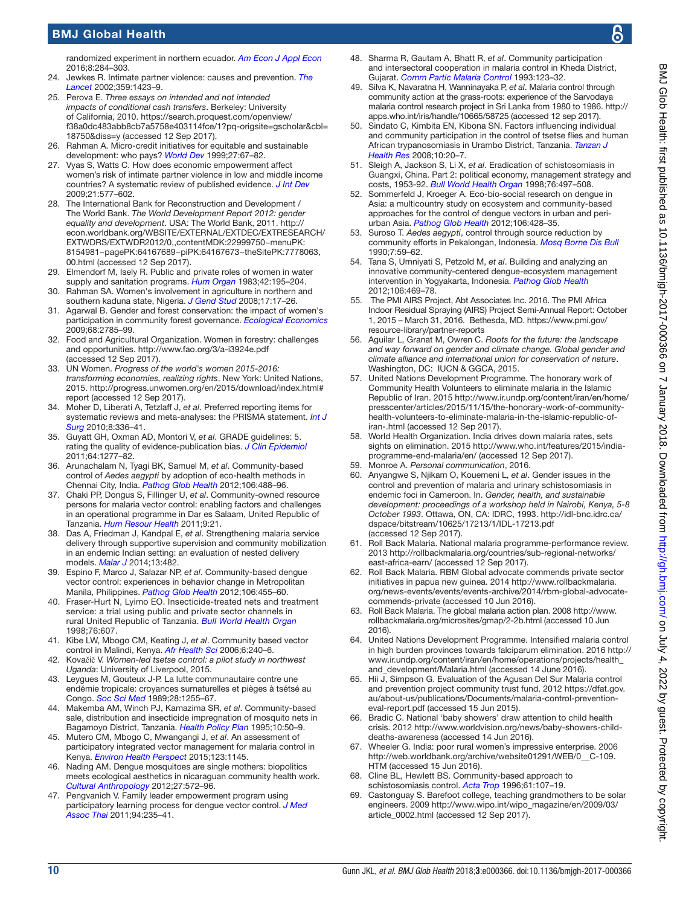randomized experiment in northern ecuador. *Am Econ J Appl Econ* 2016;8:284–303.

24. Jewkes R. Intimate partner violence: causes and prevention. *The Lancet* 2002;359:1423–9.
25. Perova E. *Three essays on intended and not intended impacts of conditional cash transfers*. Berkeley: University of California, 2010. https://search.proquest.com/openview/f38a0dc483abb8cb7a5758e403114fce/1?pq-origsite=gscholar&cbl=18750&diss=y (accessed 12 Sep 2017).
26. Rahman A. Micro-credit initiatives for equitable and sustainable development: who pays? *World Dev* 1999;27:67–82.
27. Vyas S, Watts C. How does economic empowerment affect women's risk of intimate partner violence in low and middle income countries? A systematic review of published evidence. *J Int Dev* 2009;21:577–602.
28. The International Bank for Reconstruction and Development / The World Bank. *The World Development Report 2012: gender equality and development*. USA: The World Bank, 2011. http://econ.worldbank.org/WBSITE/EXTERNAL/EXTDEC/EXTRESEARCH/EXTWDRS/EXTWDR2012/0,,contentMDK:22999750~menuPK:8154981~pagePK:64167689~piPK:64167673~theSitePK:7778063,00.html (accessed 12 Sep 2017).
29. Elmendorf M, Isely R. Public and private roles of women in water supply and sanitation programs. *Hum Organ* 1983;42:195–204.
30. Rahman SA. Women's involvement in agriculture in northern and southern kaduna state, Nigeria. *J Gend Stud* 2008;17:17–26.
31. Agarwal B. Gender and forest conservation: the impact of women's participation in community forest governance. *Ecological Economics* 2009;68:2785–99.
32. Food and Agricultural Organization. Women in forestry: challenges and opportunities. http://www.fao.org/3/a-i3924e.pdf (accessed 12 Sep 2017).
33. UN Women. *Progress of the world's women 2015-2016: transforming economies, realizing rights*. New York: United Nations, 2015. http://progress.unwomen.org/en/2015/download/index.html#report (accessed 12 Sep 2017).
34. Moher D, Liberati A, Tetzlaff J, *et al*. Preferred reporting items for systematic reviews and meta-analyses: the PRISMA statement. *Int J Surg* 2010;8:336–41.
35. Guyatt GH, Oxman AD, Montori V, *et al*. GRADE guidelines: 5. rating the quality of evidence-publication bias. *J Clin Epidemiol* 2011;64:1277–82.
36. Arunachalam N, Tyagi BK, Samuel M, *et al*. Community-based control of *Aedes aegypti* by adoption of eco-health methods in Chennai City, India. *Pathog Glob Health* 2012;106:488–96.
37. Chaki PP, Dongus S, Fillinger U, *et al*. Community-owned resource persons for malaria vector control: enabling factors and challenges in an operational programme in Dar es Salaam, United Republic of Tanzania. *Hum Resour Health* 2011;9:21.
38. Das A, Friedman J, Kandpal E, *et al*. Strengthening malaria service delivery through supportive supervision and community mobilization in an endemic Indian setting: an evaluation of nested delivery models. *Malar J* 2014;13:482.
39. Espino F, Marco J, Salazar NP, *et al*. Community-based dengue vector control: experiences in behavior change in Metropolitan Manila, Philippines. *Pathog Glob Health* 2012;106:455–60.
40. Fraser-Hurt N, Lyimo EO. Insecticide-treated nets and treatment service: a trial using public and private sector channels in rural United Republic of Tanzania. *Bull World Health Organ* 1998;76:607.
41. Kibe LW, Mbogo CM, Keating J, *et al*. Community based vector control in Malindi, Kenya. *Afr Health Sci* 2006;6:240–6.
42. Kovačič V. *Women-led tsetse control: a pilot study in northwest Uganda*: University of Liverpool, 2015.
43. Leygues M, Gouteux J-P. La lutte communautaire contre une endémie tropicale: croyances surnaturelles et pièges à tsétsé au Congo. *Soc Sci Med* 1989;28:1255–67.
44. Makemba AM, Winch PJ, Kamazima SR, *et al*. Community-based sale, distribution and insecticide impregnation of mosquito nets in Bagamoyo District, Tanzania. *Health Policy Plan* 1995;10:50–9.
45. Mutero CM, Mbogo C, Mwangangi J, *et al*. An assessment of participatory integrated vector management for malaria control in Kenya. *Environ Health Perspect* 2015;123:1145.
46. Nading AM. Dengue mosquitoes are single mothers: biopolitics meets ecological aesthetics in nicaraguan community health work. *Cultural Anthropology* 2012;27:572–96.
47. Pengvanich V. Family leader empowerment program using participatory learning process for dengue vector control. *J Med Assoc Thai* 2011;94:235–41.
48. Sharma R, Gautam A, Bhatt R, *et al*. Community participation and intersectoral cooperation in malaria control in Kheda District, Gujarat. *Comm Partic Malaria Control* 1993:123–32.
49. Silva K, Navaratna H, Wanninayaka P, *et al*. Malaria control through community action at the grass-roots: experience of the Sarvodaya malaria control research project in Sri Lanka from 1980 to 1986. http://apps.who.int/iris/handle/10665/58725 (accessed 12 sep 2017).
50. Sindato C, Kimbita EN, Kibona SN. Factors influencing individual and community participation in the control of tsetse flies and human African trypanosomiasis in Urambo District, Tanzania. *Tanzan J Health Res* 2008;10:20–7.
51. Sleigh A, Jackson S, Li X, *et al*. Eradication of schistosomiasis in Guangxi, China. Part 2: political economy, management strategy and costs, 1953-92. *Bull World Health Organ* 1998;76:497–508.
52. Sommerfeld J, Kroeger A. Eco-bio-social research on dengue in Asia: a multicountry study on ecosystem and community-based approaches for the control of dengue vectors in urban and peri-urban Asia. *Pathog Glob Health* 2012;106:428–35.
53. Suroso T. *Aedes aegypti*, control through source reduction by community efforts in Pekalongan, Indonesia. *Mosq Borne Dis Bull* 1990;7:59–62.
54. Tana S, Umniyati S, Petzold M, *et al*. Building and analyzing an innovative community-centered dengue-ecosystem management intervention in Yogyakarta, Indonesia. *Pathog Glob Health* 2012;106:469–78.
55. The PMI AIRS Project, Abt Associates Inc. 2016. The PMI Africa Indoor Residual Spraying (AIRS) Project Semi-Annual Report: October 1, 2015 – March 31, 2016. Bethesda, MD. https://www.pmi.gov/resource-library/partner-reports
56. Aguilar L, Granat M, Owren C. *Roots for the future: the landscape and way forward on gender and climate change. Global gender and climate alliance and international union for conservation of nature*. Washington, DC: IUCN & GGCA, 2015.
57. United Nations Development Programme. The honorary work of Community Health Volunteers to eliminate malaria in the Islamic Republic of Iran. 2015 http://www.ir.undp.org/content/iran/en/home/presscenter/articles/2015/11/15/the-honorary-work-of-community-health-volunteers-to-eliminate-malaria-in-the-islamic-republic-of-iran-.html (accessed 12 Sep 2017).
58. World Health Organization. India drives down malaria rates, sets sights on elimination. 2015 http://www.who.int/features/2015/india-programme-end-malaria/en/ (accessed 12 Sep 2017).
59. Monroe A. *Personal communication*, 2016.
60. Anyangwe S, Njikam O, Kouemeni L, *et al*. Gender issues in the control and prevention of malaria and urinary schistosomiasis in endemic foci in Cameroon. In. *Gender, health, and sustainable development: proceedings of a workshop held in Nairobi, Kenya, 5-8 October 1993*. Ottawa, ON, CA: IDRC, 1993. http://idl-bnc.idrc.ca/dspace/bitstream/10625/17213/1/IDL-17213.pdf (accessed 12 Sep 2017).
61. Roll Back Malaria. National malaria programme-performance review. 2013 http://rollbackmalaria.org/countries/sub-regional-networks/east-africa-earn/ (accessed 12 Sep 2017).
62. Roll Back Malaria. RBM Global advocate commends private sector initiatives in papua new guinea. 2014 http://www.rollbackmalaria.org/news-events/events/events-archive/2014/rbm-global-advocate-commends-private (accessed 10 Jun 2016).
63. Roll Back Malaria. The global malaria action plan. 2008 http://www.rollbackmalaria.org/microsites/gmap/2-2b.html (accessed 10 Jun 2016).
64. United Nations Development Programme. Intensified malaria control in high burden provinces towards falciparum elimination. 2016 http://www.ir.undp.org/content/iran/en/home/operations/projects/health_and_development/Malaria.html (accessed 14 June 2016).
65. Hii J, Simpson G. Evaluation of the Agusan Del Sur Malaria control and prevention project community trust fund. 2012 https://dfat.gov.au/about-us/publications/Documents/malaria-control-prevention-eval-report.pdf (accessed 15 Jun 2015).
66. Bradic C. National 'baby showers' draw attention to child health crisis. 2012 http://www.worldvision.org/news/baby-showers-child-deaths-awareness (accessed 14 Jun 2016).
67. Wheeler G. India: poor rural women's impressive enterprise. 2006 http://web.worldbank.org/archive/website01291/WEB/0__C-109.HTM (accessed 15 Jun 2016).
68. Cline BL, Hewlett BS. Community-based approach to schistosomiasis control. *Acta Trop* 1996;61:107–19.
69. Castonguay S. Barefoot college, teaching grandmothers to be solar engineers. 2009 http://www.wipo.int/wipo_magazine/en/2009/03/article_0002.html (accessed 12 Sep 2017).